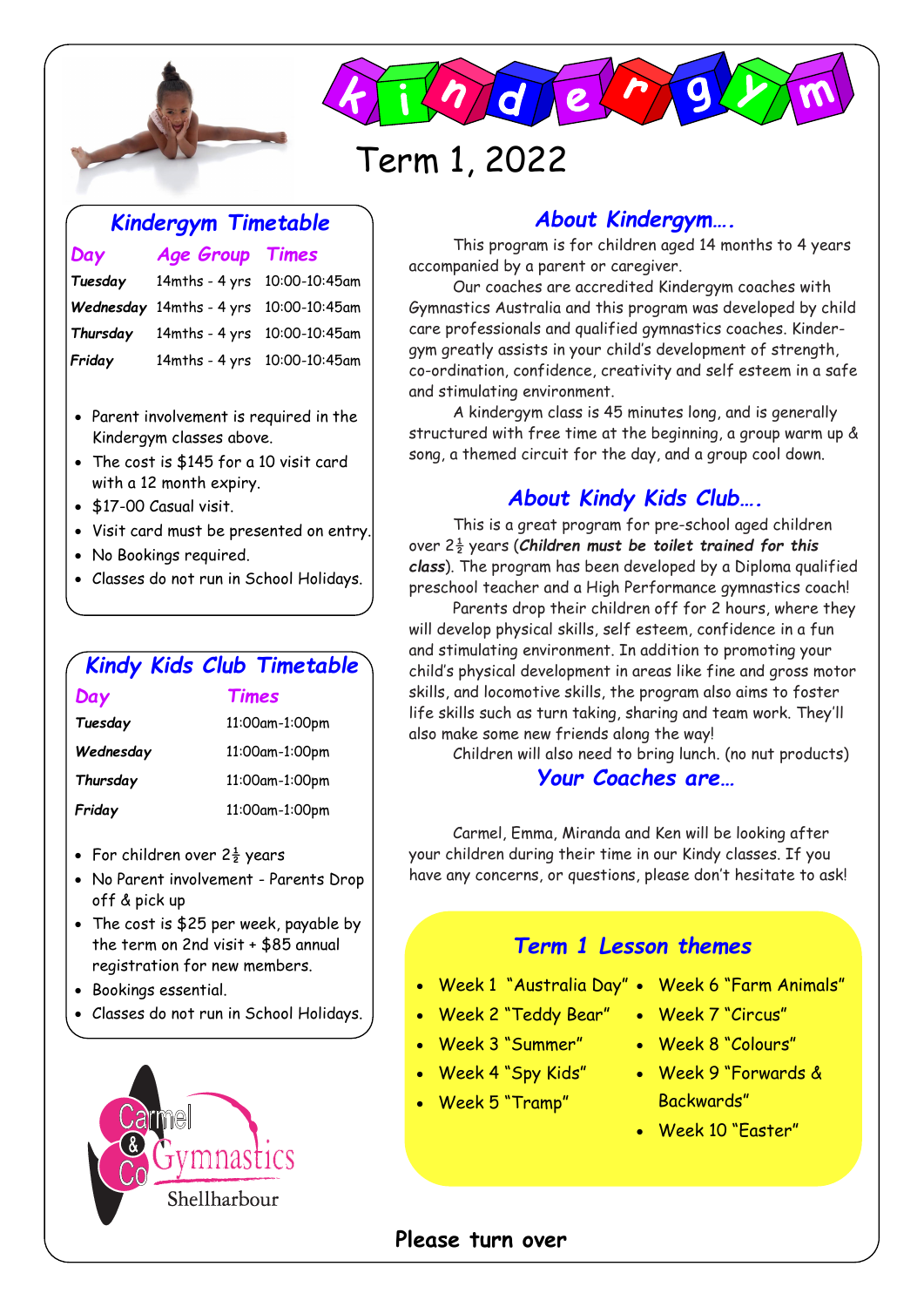# kindergym

# Term 1, 2022

## Kindergym Timetable

| Day | Age Group | Times |
|---|---|---|
| Tuesday | 14mths - 4 yrs | 10:00-10:45am |
| Wednesday | 14mths - 4 yrs | 10:00-10:45am |
| Thursday | 14mths - 4 yrs | 10:00-10:45am |
| Friday | 14mths - 4 yrs | 10:00-10:45am |

- Parent involvement is required in the Kindergym classes above.
- The cost is $145 for a 10 visit card with a 12 month expiry.
- $17-00 Casual visit.
- Visit card must be presented on entry.
- No Bookings required.
- Classes do not run in School Holidays.

## Kindy Kids Club Timetable

| Day | Times |
|---|---|
| Tuesday | 11:00am-1:00pm |
| Wednesday | 11:00am-1:00pm |
| Thursday | 11:00am-1:00pm |
| Friday | 11:00am-1:00pm |

- For children over 2½ years
- No Parent involvement - Parents Drop off & pick up
- The cost is $25 per week, payable by the term on 2nd visit + $85 annual registration for new members.
- Bookings essential.
- Classes do not run in School Holidays.

Carmel & Co Gymnastics Shellharbour

## About Kindergym….

This program is for children aged 14 months to 4 years accompanied by a parent or caregiver.

Our coaches are accredited Kindergym coaches with Gymnastics Australia and this program was developed by child care professionals and qualified gymnastics coaches. Kindergym greatly assists in your child's development of strength, co-ordination, confidence, creativity and self esteem in a safe and stimulating environment.

A kindergym class is 45 minutes long, and is generally structured with free time at the beginning, a group warm up & song, a themed circuit for the day, and a group cool down.

## About Kindy Kids Club….

This is a great program for pre-school aged children over 2½ years (***Children must be toilet trained for this class***). The program has been developed by a Diploma qualified preschool teacher and a High Performance gymnastics coach!

Parents drop their children off for 2 hours, where they will develop physical skills, self esteem, confidence in a fun and stimulating environment. In addition to promoting your child's physical development in areas like fine and gross motor skills, and locomotive skills, the program also aims to foster life skills such as turn taking, sharing and team work. They'll also make some new friends along the way!

Children will also need to bring lunch. (no nut products)

## Your Coaches are…

Carmel, Emma, Miranda and Ken will be looking after your children during their time in our Kindy classes. If you have any concerns, or questions, please don't hesitate to ask!

## Term 1 Lesson themes

- Week 1 "Australia Day"
- Week 2 "Teddy Bear"
- Week 3 "Summer"
- Week 4 "Spy Kids"
- Week 5 "Tramp"
- Week 6 "Farm Animals"
- Week 7 "Circus"
- Week 8 "Colours"
- Week 9 "Forwards & Backwards"
- Week 10 "Easter"

**Please turn over**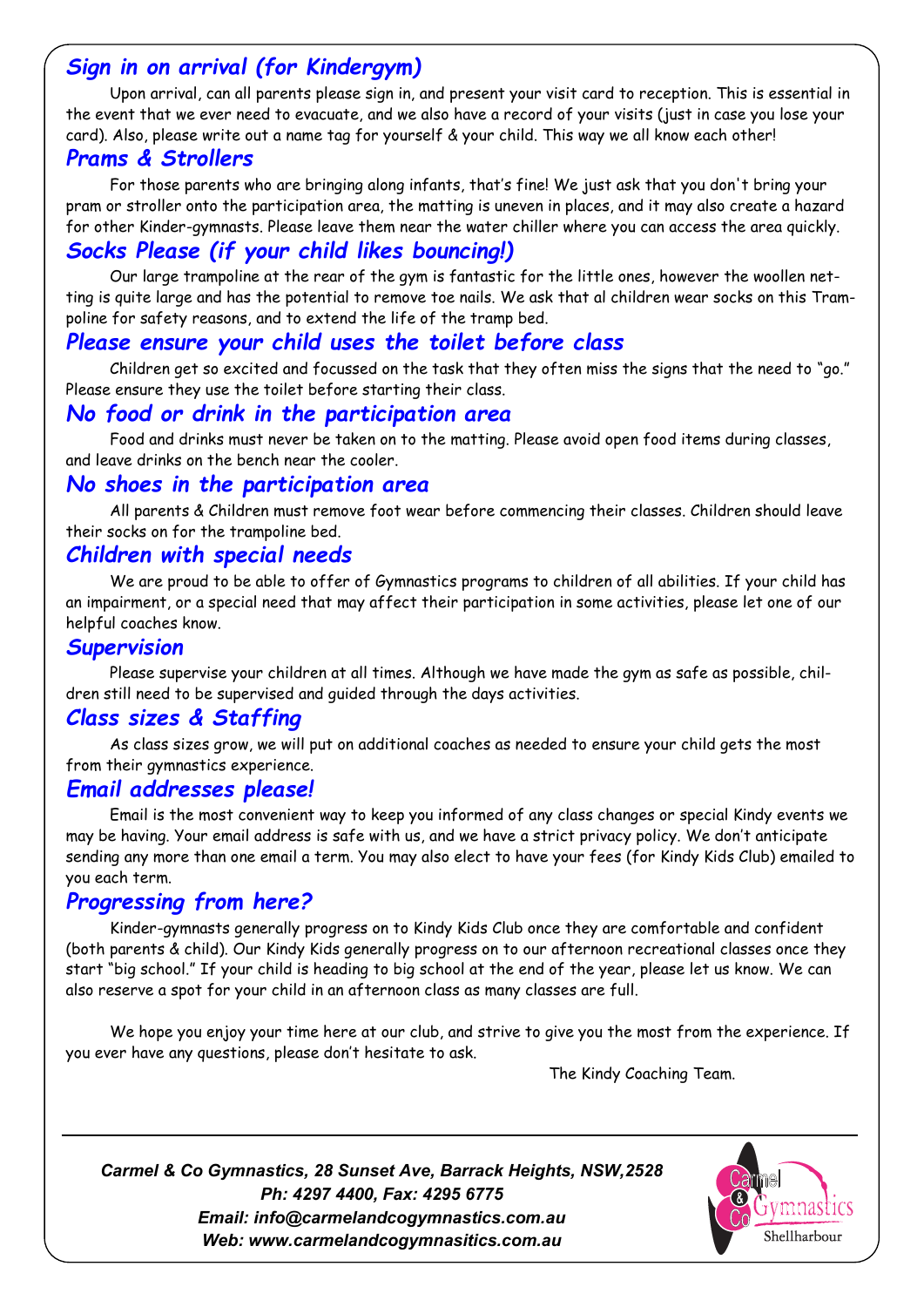## *Sign in on arrival (for Kindergym)*

Upon arrival, can all parents please sign in, and present your visit card to reception. This is essential in the event that we ever need to evacuate, and we also have a record of your visits (just in case you lose your card). Also, please write out a name tag for yourself & your child. This way we all know each other!

## *Prams & Strollers*

For those parents who are bringing along infants, that's fine! We just ask that you don't bring your pram or stroller onto the participation area, the matting is uneven in places, and it may also create a hazard for other Kinder-gymnasts. Please leave them near the water chiller where you can access the area quickly.

## *Socks Please (if your child likes bouncing!)*

Our large trampoline at the rear of the gym is fantastic for the little ones, however the woollen netting is quite large and has the potential to remove toe nails. We ask that al children wear socks on this Trampoline for safety reasons, and to extend the life of the tramp bed.

## *Please ensure your child uses the toilet before class*

Children get so excited and focussed on the task that they often miss the signs that the need to "go." Please ensure they use the toilet before starting their class.

## *No food or drink in the participation area*

Food and drinks must never be taken on to the matting. Please avoid open food items during classes, and leave drinks on the bench near the cooler.

## *No shoes in the participation area*

All parents & Children must remove foot wear before commencing their classes. Children should leave their socks on for the trampoline bed.

## *Children with special needs*

We are proud to be able to offer of Gymnastics programs to children of all abilities. If your child has an impairment, or a special need that may affect their participation in some activities, please let one of our helpful coaches know.

## *Supervision*

Please supervise your children at all times. Although we have made the gym as safe as possible, children still need to be supervised and guided through the days activities.

## *Class sizes & Staffing*

As class sizes grow, we will put on additional coaches as needed to ensure your child gets the most from their gymnastics experience.

## *Email addresses please!*

Email is the most convenient way to keep you informed of any class changes or special Kindy events we may be having. Your email address is safe with us, and we have a strict privacy policy. We don't anticipate sending any more than one email a term. You may also elect to have your fees (for Kindy Kids Club) emailed to you each term.

## *Progressing from here?*

Kinder-gymnasts generally progress on to Kindy Kids Club once they are comfortable and confident (both parents & child). Our Kindy Kids generally progress on to our afternoon recreational classes once they start "big school." If your child is heading to big school at the end of the year, please let us know. We can also reserve a spot for your child in an afternoon class as many classes are full.

We hope you enjoy your time here at our club, and strive to give you the most from the experience. If you ever have any questions, please don't hesitate to ask.

The Kindy Coaching Team.

---

***Carmel & Co Gymnastics, 28 Sunset Ave, Barrack Heights, NSW,2528***
***Ph: 4297 4400, Fax: 4295 6775***
***Email: info@carmelandcogymnastics.com.au***
***Web: www.carmelandcogymnasitics.com.au***

Carmel & Co Gymnastics Shellharbour